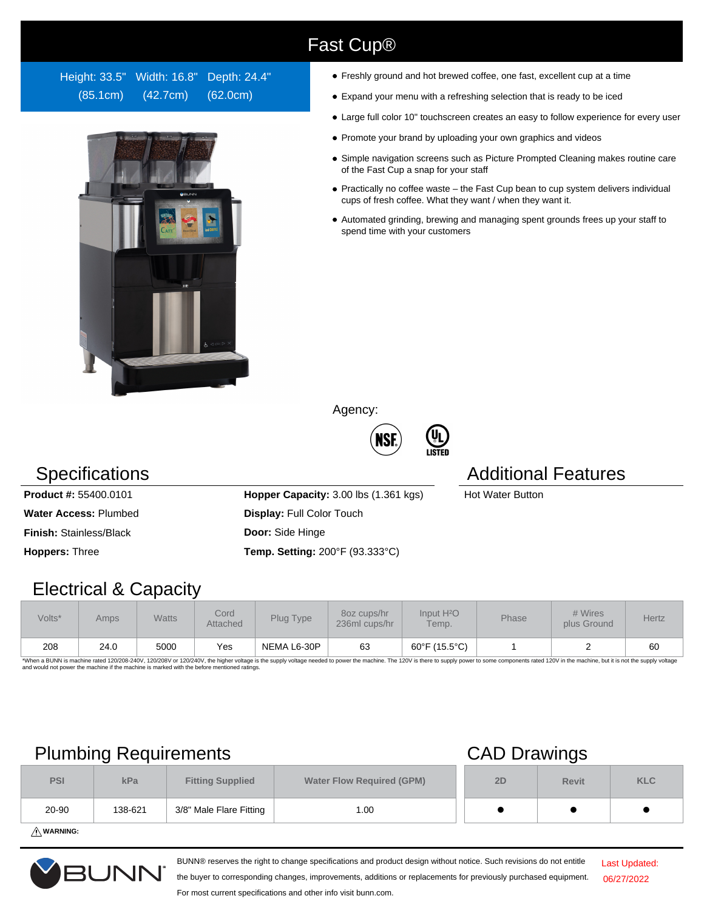# Fast Cup®

Height: 33.5" (85.1cm) Width: 16.8" (42.7cm) Depth: 24.4" (62.0cm)

- Freshly ground and hot brewed coffee, one fast, excellent cup at a time
- Expand your menu with a refreshing selection that is ready to be iced
- Large full color 10" touchscreen creates an easy to follow experience for every user
- Promote your brand by uploading your own graphics and videos
- Simple navigation screens such as Picture Prompted Cleaning makes routine care of the Fast Cup a snap for your staff
- Practically no coffee waste – the Fast Cup bean to cup system delivers individual cups of fresh coffee. What they want / when they want it.
- Automated grinding, brewing and managing spent grounds frees up your staff to spend time with your customers

Agency:

NSF, UL LISTED

## Specifications

**Product #:** 55400.0101

**Water Access:** Plumbed

**Finish:** Stainless/Black

**Hoppers:** Three

**Hopper Capacity:** 3.00 lbs (1.361 kgs)

**Display:** Full Color Touch

**Door:** Side Hinge

**Temp. Setting:** 200°F (93.333°C)

## Additional Features

Hot Water Button

## Electrical & Capacity

| Volts* | Amps | Watts | Cord Attached | Plug Type | 8oz cups/hr 236ml cups/hr | Input $H_2O$ Temp. | Phase | # Wires plus Ground | Hertz |
|---|---|---|---|---|---|---|---|---|---|
| 208 | 24.0 | 5000 | Yes | NEMA L6-30P | 63 | 60°F (15.5°C) | 1 | 2 | 60 |

*When a BUNN is machine rated 120/208-240V, 120/208V or 120/240V, the higher voltage is the supply voltage needed to power the machine. The 120V is there to supply power to some components rated 120V in the machine, but it is not the supply voltage and would not power the machine if the machine is marked with the before mentioned ratings.

## Plumbing Requirements

| PSI | kPa | Fitting Supplied | Water Flow Required (GPM) |
|---|---|---|---|
| 20-90 | 138-621 | 3/8" Male Flare Fitting | 1.00 |

⚠ **WARNING:**

## CAD Drawings

| 2D | Revit | KLC |
|---|---|---|
| ● | ● | ● |

BUNN® reserves the right to change specifications and product design without notice. Such revisions do not entitle the buyer to corresponding changes, improvements, additions or replacements for previously purchased equipment. For most current specifications and other info visit bunn.com.

Last Updated: 06/27/2022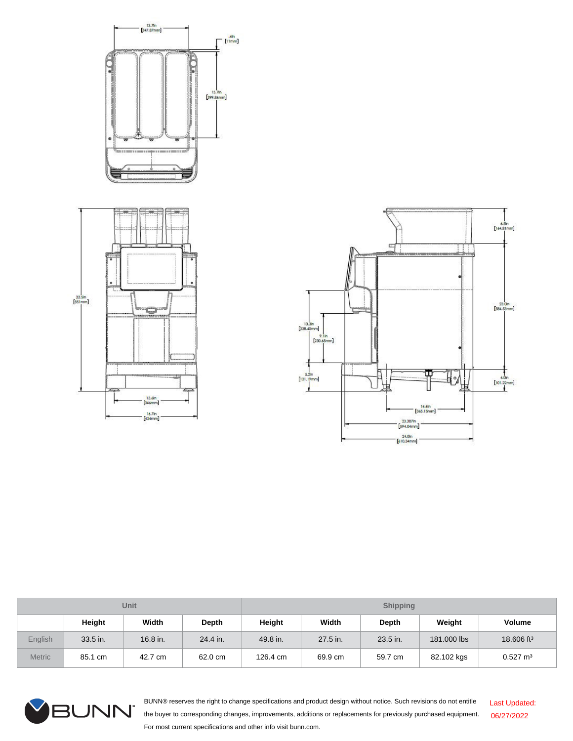13.7in [347.87mm]

.4in [11mm]

15.7in [399.86mm]

33.5in [851mm]

13.6in [346mm]

16.7in [424mm]

6.5in [164.81mm]

23.0in [584.53mm]

13.3in [338.40mm]

9.1in [230.65mm]

5.2in [131.19mm]

4.0in [101.22mm]

14.4in [365.15mm]

23.387in [594.04mm]

24.0in [610.34mm]

| Unit | | | | Shipping | | | | | |
|---|---|---|---|---|---|---|---|---|---|
| | Height | Width | Depth | Height | Width | Depth | Weight | Volume |
| English | 33.5 in. | 16.8 in. | 24.4 in. | 49.8 in. | 27.5 in. | 23.5 in. | 181.000 lbs | 18.606 $ft^3$ |
| Metric | 85.1 cm | 42.7 cm | 62.0 cm | 126.4 cm | 69.9 cm | 59.7 cm | 82.102 kgs | 0.527 $m^3$ |

BUNN® reserves the right to change specifications and product design without notice. Such revisions do not entitle the buyer to corresponding changes, improvements, additions or replacements for previously purchased equipment. For most current specifications and other info visit bunn.com.

Last Updated: 06/27/2022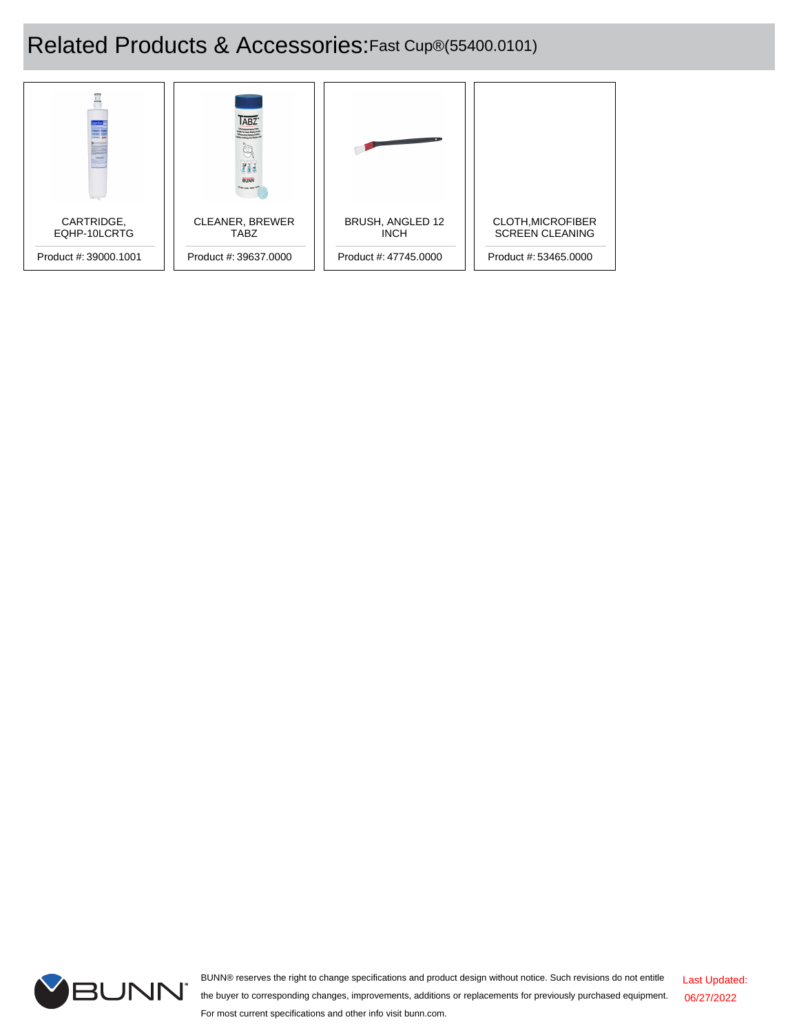# Related Products & Accessories: Fast Cup®(55400.0101)

| CARTRIDGE, EQHP-10LCRTG | CLEANER, BREWER TABZ | BRUSH, ANGLED 12 INCH | CLOTH,MICROFIBER SCREEN CLEANING |
|---|---|---|---|
| Product #: 39000.1001 | Product #: 39637.0000 | Product #: 47745.0000 | Product #: 53465.0000 |

BUNN® reserves the right to change specifications and product design without notice. Such revisions do not entitle the buyer to corresponding changes, improvements, additions or replacements for previously purchased equipment. For most current specifications and other info visit bunn.com.

Last Updated: 06/27/2022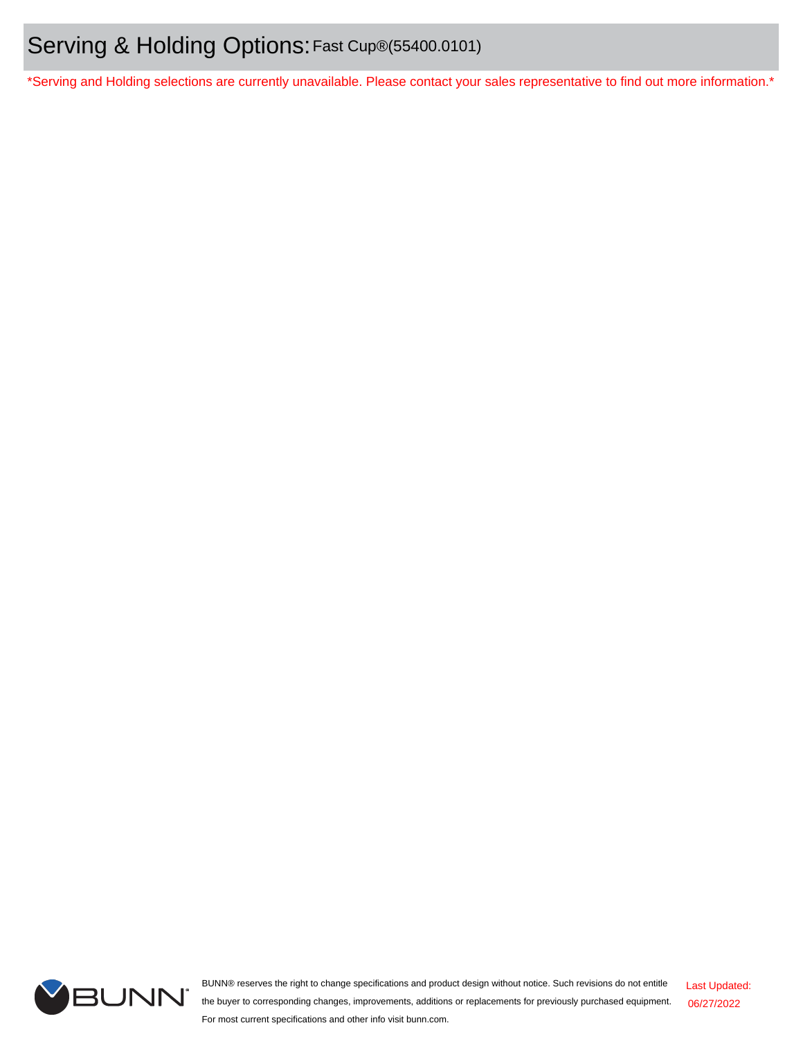# Serving & Holding Options: Fast Cup®(55400.0101)

*Serving and Holding selections are currently unavailable. Please contact your sales representative to find out more information.*

BUNN® reserves the right to change specifications and product design without notice. Such revisions do not entitle the buyer to corresponding changes, improvements, additions or replacements for previously purchased equipment. For most current specifications and other info visit bunn.com.

Last Updated: 06/27/2022